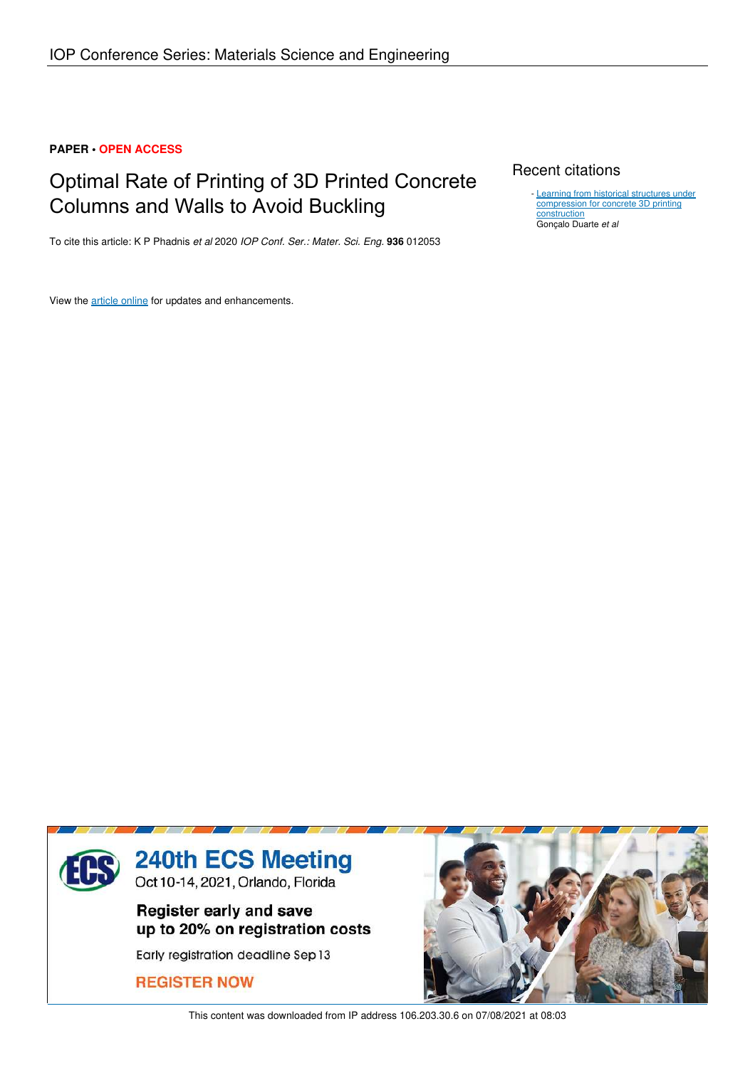IOP Conference Series: Materials Science and Engineering

**PAPER • OPEN ACCESS**

# Optimal Rate of Printing of 3D Printed Concrete Columns and Walls to Avoid Buckling

To cite this article: K P Phadnis *et al* 2020 *IOP Conf. Ser.: Mater. Sci. Eng.* **936** 012053

View the article online for updates and enhancements.

## Recent citations

- Learning from historical structures under compression for concrete 3D printing construction
  Gonçalo Duarte *et al*

240th ECS Meeting
Oct 10-14, 2021, Orlando, Florida

Register early and save up to 20% on registration costs

Early registration deadline Sep 13

REGISTER NOW

This content was downloaded from IP address 106.203.30.6 on 07/08/2021 at 08:03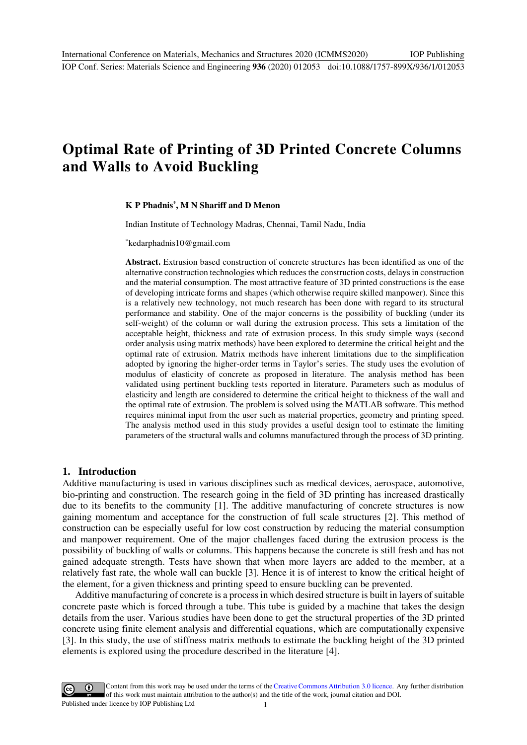# Optimal Rate of Printing of 3D Printed Concrete Columns and Walls to Avoid Buckling

**K P Phadnis*, M N Shariff and D Menon**

Indian Institute of Technology Madras, Chennai, Tamil Nadu, India

*kedarphadnis10@gmail.com

**Abstract.** Extrusion based construction of concrete structures has been identified as one of the alternative construction technologies which reduces the construction costs, delays in construction and the material consumption. The most attractive feature of 3D printed constructions is the ease of developing intricate forms and shapes (which otherwise require skilled manpower). Since this is a relatively new technology, not much research has been done with regard to its structural performance and stability. One of the major concerns is the possibility of buckling (under its self-weight) of the column or wall during the extrusion process. This sets a limitation of the acceptable height, thickness and rate of extrusion process. In this study simple ways (second order analysis using matrix methods) have been explored to determine the critical height and the optimal rate of extrusion. Matrix methods have inherent limitations due to the simplification adopted by ignoring the higher-order terms in Taylor's series. The study uses the evolution of modulus of elasticity of concrete as proposed in literature. The analysis method has been validated using pertinent buckling tests reported in literature. Parameters such as modulus of elasticity and length are considered to determine the critical height to thickness of the wall and the optimal rate of extrusion. The problem is solved using the MATLAB software. This method requires minimal input from the user such as material properties, geometry and printing speed. The analysis method used in this study provides a useful design tool to estimate the limiting parameters of the structural walls and columns manufactured through the process of 3D printing.

## 1. Introduction

Additive manufacturing is used in various disciplines such as medical devices, aerospace, automotive, bio-printing and construction. The research going in the field of 3D printing has increased drastically due to its benefits to the community [1]. The additive manufacturing of concrete structures is now gaining momentum and acceptance for the construction of full scale structures [2]. This method of construction can be especially useful for low cost construction by reducing the material consumption and manpower requirement. One of the major challenges faced during the extrusion process is the possibility of buckling of walls or columns. This happens because the concrete is still fresh and has not gained adequate strength. Tests have shown that when more layers are added to the member, at a relatively fast rate, the whole wall can buckle [3]. Hence it is of interest to know the critical height of the element, for a given thickness and printing speed to ensure buckling can be prevented.

Additive manufacturing of concrete is a process in which desired structure is built in layers of suitable concrete paste which is forced through a tube. This tube is guided by a machine that takes the design details from the user. Various studies have been done to get the structural properties of the 3D printed concrete using finite element analysis and differential equations, which are computationally expensive [3]. In this study, the use of stiffness matrix methods to estimate the buckling height of the 3D printed elements is explored using the procedure described in the literature [4].

Content from this work may be used under the terms of the Creative Commons Attribution 3.0 licence. Any further distribution of this work must maintain attribution to the author(s) and the title of the work, journal citation and DOI.
Published under licence by IOP Publishing Ltd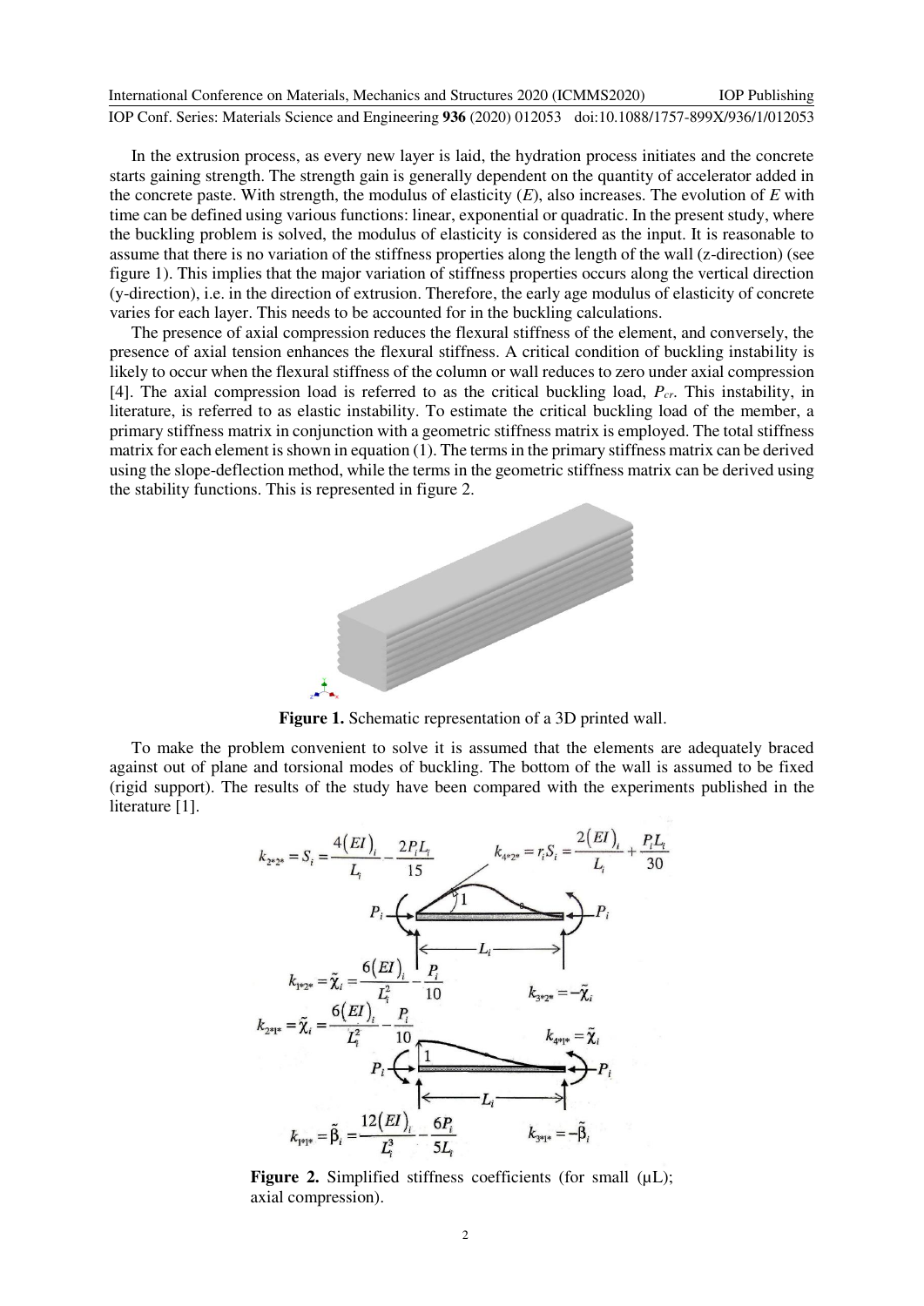In the extrusion process, as every new layer is laid, the hydration process initiates and the concrete starts gaining strength. The strength gain is generally dependent on the quantity of accelerator added in the concrete paste. With strength, the modulus of elasticity ($E$), also increases. The evolution of $E$ with time can be defined using various functions: linear, exponential or quadratic. In the present study, where the buckling problem is solved, the modulus of elasticity is considered as the input. It is reasonable to assume that there is no variation of the stiffness properties along the length of the wall (z-direction) (see figure 1). This implies that the major variation of stiffness properties occurs along the vertical direction (y-direction), i.e. in the direction of extrusion. Therefore, the early age modulus of elasticity of concrete varies for each layer. This needs to be accounted for in the buckling calculations.

The presence of axial compression reduces the flexural stiffness of the element, and conversely, the presence of axial tension enhances the flexural stiffness. A critical condition of buckling instability is likely to occur when the flexural stiffness of the column or wall reduces to zero under axial compression [4]. The axial compression load is referred to as the critical buckling load, $P_{cr}$. This instability, in literature, is referred to as elastic instability. To estimate the critical buckling load of the member, a primary stiffness matrix in conjunction with a geometric stiffness matrix is employed. The total stiffness matrix for each element is shown in equation (1). The terms in the primary stiffness matrix can be derived using the slope-deflection method, while the terms in the geometric stiffness matrix can be derived using the stability functions. This is represented in figure 2.

**Figure 1.** Schematic representation of a 3D printed wall.

To make the problem convenient to solve it is assumed that the elements are adequately braced against out of plane and torsional modes of buckling. The bottom of the wall is assumed to be fixed (rigid support). The results of the study have been compared with the experiments published in the literature [1].

$$k_{2^*2^*} = S_i = \frac{4(EI)_i}{L_i} - \frac{2P_iL_i}{15} \qquad k_{4^*2^*} = r_iS_i = \frac{2(EI)_i}{L_i} + \frac{P_iL_i}{30}$$

$$k_{1^*2^*} = \tilde{\chi}_i = \frac{6(EI)_i}{L_i^2} - \frac{P_i}{10} \qquad k_{3^*2^*} = -\tilde{\chi}_i$$

$$k_{2^*1^*} = \tilde{\chi}_i = \frac{6(EI)_i}{L_i^2} - \frac{P_i}{10} \qquad k_{4^*1^*} = \tilde{\chi}_i$$

$$k_{1^*1^*} = \tilde{\beta}_i = \frac{12(EI)_i}{L_i^3} - \frac{6P_i}{5L_i} \qquad k_{3^*1^*} = -\tilde{\beta}_i$$

**Figure 2.** Simplified stiffness coefficients (for small (μL); axial compression).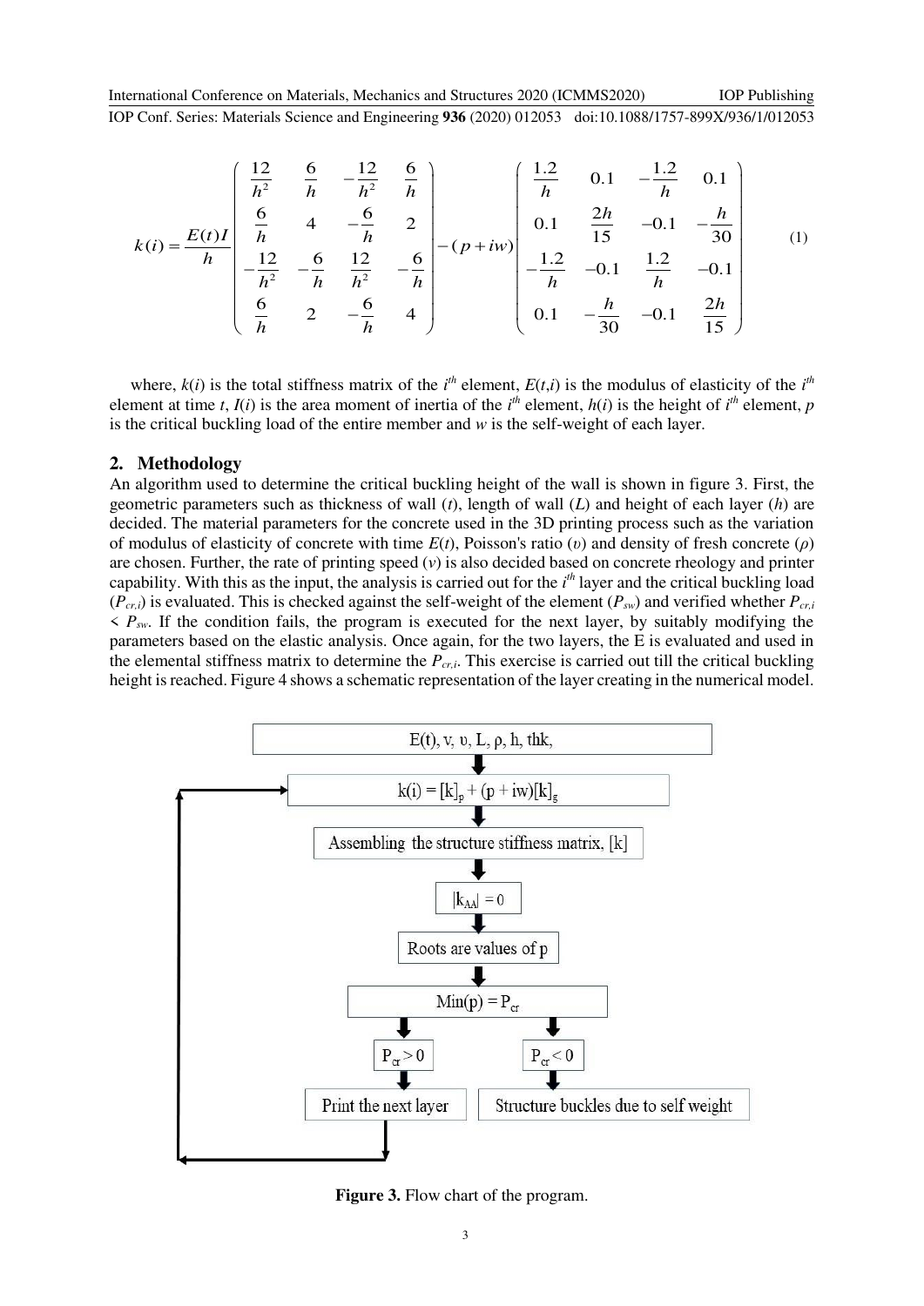$$
k(i) = \frac{E(t)I}{h}\begin{pmatrix} \frac{12}{h^2} & \frac{6}{h} & -\frac{12}{h^2} & \frac{6}{h} \\ \frac{6}{h} & 4 & -\frac{6}{h} & 2 \\ -\frac{12}{h^2} & -\frac{6}{h} & \frac{12}{h^2} & -\frac{6}{h} \\ \frac{6}{h} & 2 & -\frac{6}{h} & 4 \end{pmatrix} - (p+iw)\begin{pmatrix} \frac{1.2}{h} & 0.1 & -\frac{1.2}{h} & 0.1 \\ 0.1 & \frac{2h}{15} & -0.1 & -\frac{h}{30} \\ -\frac{1.2}{h} & -0.1 & \frac{1.2}{h} & -0.1 \\ 0.1 & -\frac{h}{30} & -0.1 & \frac{2h}{15} \end{pmatrix} \tag{1}
$$

where, $k(i)$ is the total stiffness matrix of the $i^{th}$ element, $E(t,i)$ is the modulus of elasticity of the $i^{th}$ element at time $t$, $I(i)$ is the area moment of inertia of the $i^{th}$ element, $h(i)$ is the height of $i^{th}$ element, $p$ is the critical buckling load of the entire member and $w$ is the self-weight of each layer.

## 2. Methodology

An algorithm used to determine the critical buckling height of the wall is shown in figure 3. First, the geometric parameters such as thickness of wall ($t$), length of wall ($L$) and height of each layer ($h$) are decided. The material parameters for the concrete used in the 3D printing process such as the variation of modulus of elasticity of concrete with time $E(t)$, Poisson's ratio ($\upsilon$) and density of fresh concrete ($\rho$) are chosen. Further, the rate of printing speed ($v$) is also decided based on concrete rheology and printer capability. With this as the input, the analysis is carried out for the $i^{th}$ layer and the critical buckling load ($P_{cr,i}$) is evaluated. This is checked against the self-weight of the element ($P_{sw}$) and verified whether $P_{cr,i} < P_{sw}$. If the condition fails, the program is executed for the next layer, by suitably modifying the parameters based on the elastic analysis. Once again, for the two layers, the E is evaluated and used in the elemental stiffness matrix to determine the $P_{cr,i}$. This exercise is carried out till the critical buckling height is reached. Figure 4 shows a schematic representation of the layer creating in the numerical model.

$E(t)$, v, $\upsilon$, L, $\rho$, h, thk,

$k(i) = [k]_p + (p + iw)[k]_g$

Assembling the structure stiffness matrix, [k]

$|k_{AA}| = 0$

Roots are values of p

Min(p) = $P_{cr}$

$P_{cr} > 0$ → Print the next layer

$P_{cr} < 0$ → Structure buckles due to self weight

**Figure 3.** Flow chart of the program.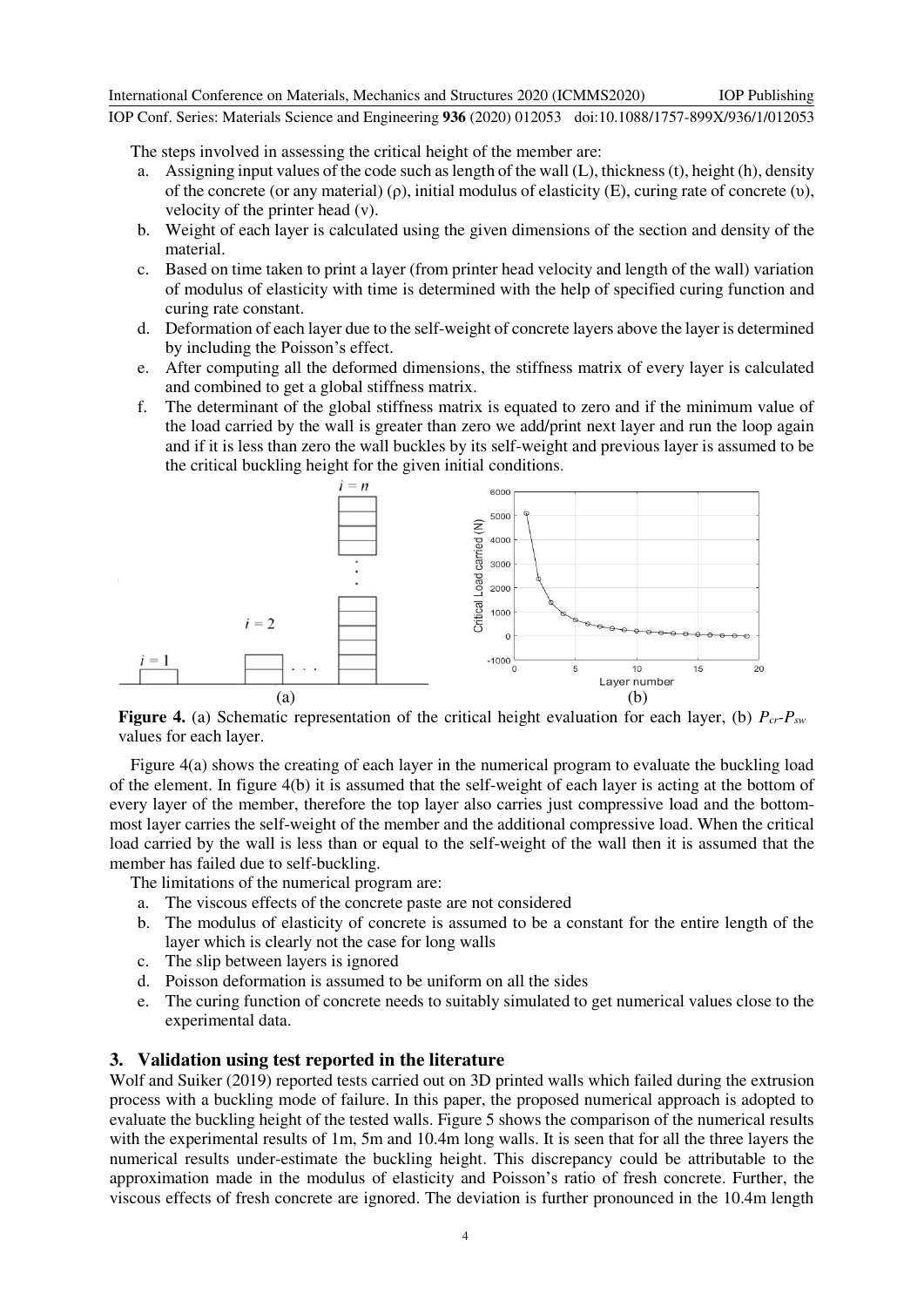The steps involved in assessing the critical height of the member are:

a. Assigning input values of the code such as length of the wall (L), thickness (t), height (h), density of the concrete (or any material) (ρ), initial modulus of elasticity (E), curing rate of concrete (υ), velocity of the printer head (v).
b. Weight of each layer is calculated using the given dimensions of the section and density of the material.
c. Based on time taken to print a layer (from printer head velocity and length of the wall) variation of modulus of elasticity with time is determined with the help of specified curing function and curing rate constant.
d. Deformation of each layer due to the self-weight of concrete layers above the layer is determined by including the Poisson's effect.
e. After computing all the deformed dimensions, the stiffness matrix of every layer is calculated and combined to get a global stiffness matrix.
f. The determinant of the global stiffness matrix is equated to zero and if the minimum value of the load carried by the wall is greater than zero we add/print next layer and run the loop again and if it is less than zero the wall buckles by its self-weight and previous layer is assumed to be the critical buckling height for the given initial conditions.

**Figure 4.** (a) Schematic representation of the critical height evaluation for each layer, (b) $P_{cr}$-$P_{sw}$ values for each layer.

Figure 4(a) shows the creating of each layer in the numerical program to evaluate the buckling load of the element. In figure 4(b) it is assumed that the self-weight of each layer is acting at the bottom of every layer of the member, therefore the top layer also carries just compressive load and the bottom-most layer carries the self-weight of the member and the additional compressive load. When the critical load carried by the wall is less than or equal to the self-weight of the wall then it is assumed that the member has failed due to self-buckling.

The limitations of the numerical program are:

a. The viscous effects of the concrete paste are not considered
b. The modulus of elasticity of concrete is assumed to be a constant for the entire length of the layer which is clearly not the case for long walls
c. The slip between layers is ignored
d. Poisson deformation is assumed to be uniform on all the sides
e. The curing function of concrete needs to suitably simulated to get numerical values close to the experimental data.

## 3. Validation using test reported in the literature

Wolf and Suiker (2019) reported tests carried out on 3D printed walls which failed during the extrusion process with a buckling mode of failure. In this paper, the proposed numerical approach is adopted to evaluate the buckling height of the tested walls. Figure 5 shows the comparison of the numerical results with the experimental results of 1m, 5m and 10.4m long walls. It is seen that for all the three layers the numerical results under-estimate the buckling height. This discrepancy could be attributable to the approximation made in the modulus of elasticity and Poisson's ratio of fresh concrete. Further, the viscous effects of fresh concrete are ignored. The deviation is further pronounced in the 10.4m length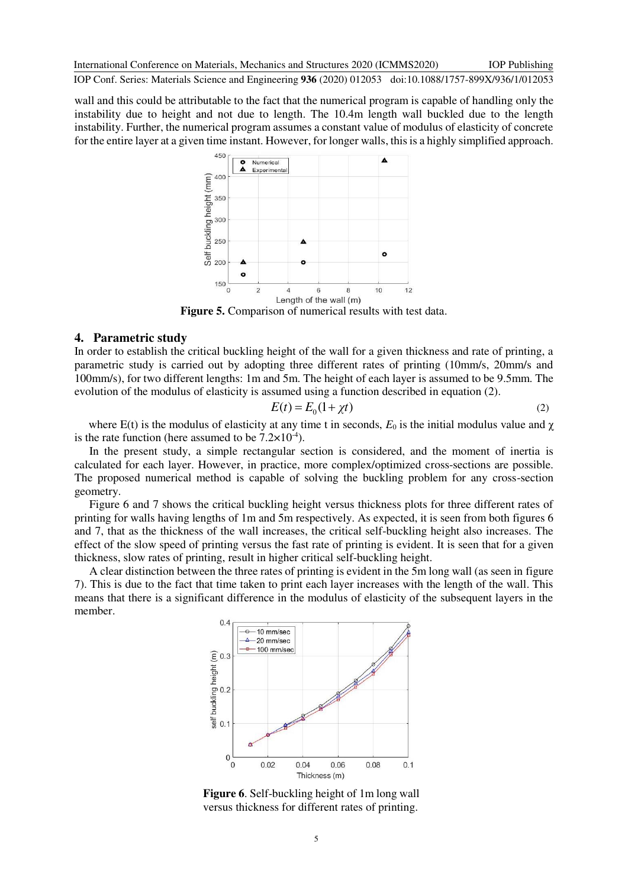wall and this could be attributable to the fact that the numerical program is capable of handling only the instability due to height and not due to length. The 10.4m length wall buckled due to the length instability. Further, the numerical program assumes a constant value of modulus of elasticity of concrete for the entire layer at a given time instant. However, for longer walls, this is a highly simplified approach.

**Figure 5.** Comparison of numerical results with test data.

## 4. Parametric study

In order to establish the critical buckling height of the wall for a given thickness and rate of printing, a parametric study is carried out by adopting three different rates of printing (10mm/s, 20mm/s and 100mm/s), for two different lengths: 1m and 5m. The height of each layer is assumed to be 9.5mm. The evolution of the modulus of elasticity is assumed using a function described in equation (2).

$$E(t) = E_0(1 + \chi t) \tag{2}$$

where E(t) is the modulus of elasticity at any time t in seconds, $E_0$ is the initial modulus value and $\chi$ is the rate function (here assumed to be $7.2\times10^{-4}$).

In the present study, a simple rectangular section is considered, and the moment of inertia is calculated for each layer. However, in practice, more complex/optimized cross-sections are possible. The proposed numerical method is capable of solving the buckling problem for any cross-section geometry.

Figure 6 and 7 shows the critical buckling height versus thickness plots for three different rates of printing for walls having lengths of 1m and 5m respectively. As expected, it is seen from both figures 6 and 7, that as the thickness of the wall increases, the critical self-buckling height also increases. The effect of the slow speed of printing versus the fast rate of printing is evident. It is seen that for a given thickness, slow rates of printing, result in higher critical self-buckling height.

A clear distinction between the three rates of printing is evident in the 5m long wall (as seen in figure 7). This is due to the fact that time taken to print each layer increases with the length of the wall. This means that there is a significant difference in the modulus of elasticity of the subsequent layers in the member.

**Figure 6**. Self-buckling height of 1m long wall versus thickness for different rates of printing.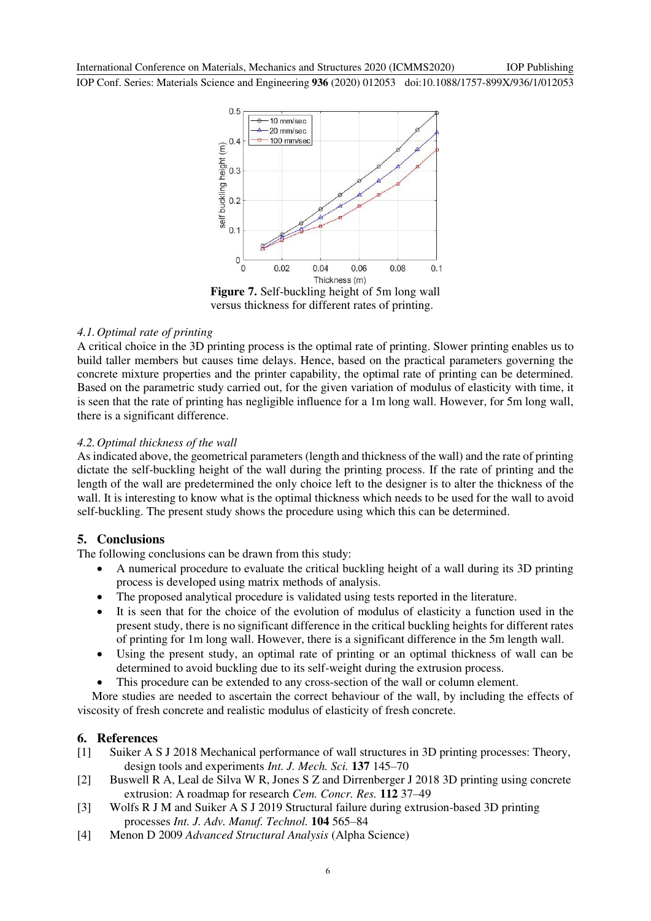0.5
10 mm/sec
20 mm/sec
100 mm/sec
0.4
0.3
0.2
0.1
0
self buckling height (m)
0
0.02
0.04
0.06
0.08
0.1
Thickness (m)

**Figure 7.** Self-buckling height of 5m long wall versus thickness for different rates of printing.

### *4.1. Optimal rate of printing*

A critical choice in the 3D printing process is the optimal rate of printing. Slower printing enables us to build taller members but causes time delays. Hence, based on the practical parameters governing the concrete mixture properties and the printer capability, the optimal rate of printing can be determined. Based on the parametric study carried out, for the given variation of modulus of elasticity with time, it is seen that the rate of printing has negligible influence for a 1m long wall. However, for 5m long wall, there is a significant difference.

### *4.2. Optimal thickness of the wall*

As indicated above, the geometrical parameters (length and thickness of the wall) and the rate of printing dictate the self-buckling height of the wall during the printing process. If the rate of printing and the length of the wall are predetermined the only choice left to the designer is to alter the thickness of the wall. It is interesting to know what is the optimal thickness which needs to be used for the wall to avoid self-buckling. The present study shows the procedure using which this can be determined.

## 5. Conclusions

The following conclusions can be drawn from this study:

- A numerical procedure to evaluate the critical buckling height of a wall during its 3D printing process is developed using matrix methods of analysis.
- The proposed analytical procedure is validated using tests reported in the literature.
- It is seen that for the choice of the evolution of modulus of elasticity a function used in the present study, there is no significant difference in the critical buckling heights for different rates of printing for 1m long wall. However, there is a significant difference in the 5m length wall.
- Using the present study, an optimal rate of printing or an optimal thickness of wall can be determined to avoid buckling due to its self-weight during the extrusion process.
- This procedure can be extended to any cross-section of the wall or column element.

More studies are needed to ascertain the correct behaviour of the wall, by including the effects of viscosity of fresh concrete and realistic modulus of elasticity of fresh concrete.

## 6. References

[1] Suiker A S J 2018 Mechanical performance of wall structures in 3D printing processes: Theory, design tools and experiments *Int. J. Mech. Sci.* **137** 145–70

[2] Buswell R A, Leal de Silva W R, Jones S Z and Dirrenberger J 2018 3D printing using concrete extrusion: A roadmap for research *Cem. Concr. Res.* **112** 37–49

[3] Wolfs R J M and Suiker A S J 2019 Structural failure during extrusion-based 3D printing processes *Int. J. Adv. Manuf. Technol.* **104** 565–84

[4] Menon D 2009 *Advanced Structural Analysis* (Alpha Science)